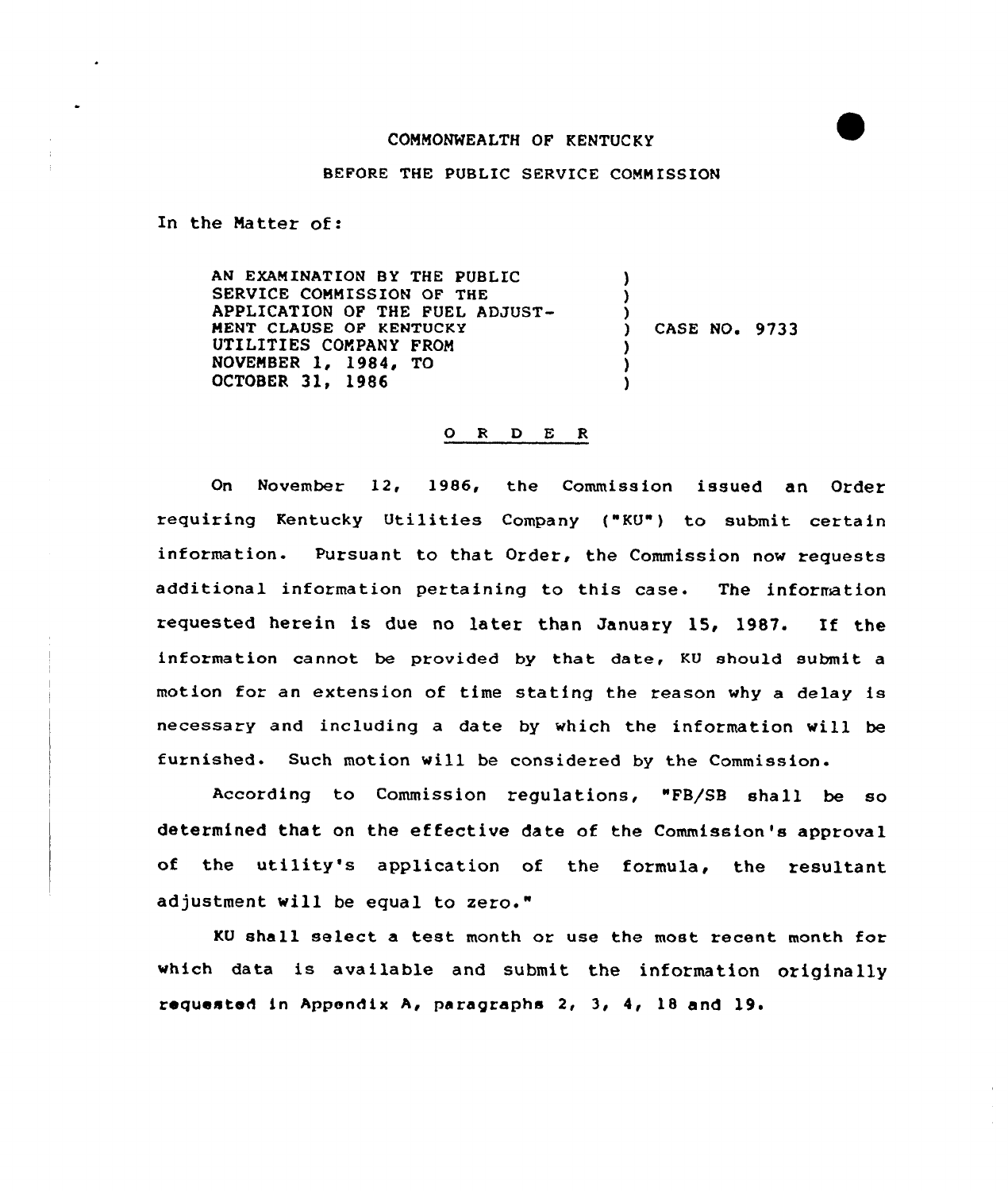COMMONWEALTH OF KENTUCKY

BEFORE THE PUBLIC SERVICE COMMISSION

In the Matter of:

AN EXAMINATION BY THE PUBLIC SERVICE COMMISSION OF THE APPLICATION OF THE FUEL ADJUSTMENT CLAUSE OF KENTUCKY UTILITIES COMPANY FROM NOVEMBER 1, 1984, TO OCTOBER 31, 1986 ) CASE NO. 9733

O R D E R

On November 12, 1986, the Commission issued an Order requiring Kentucky Utilities Company ("KU") to submit certain information. Pursuant to that Order, the Commission now requests additional information pertaining to this case. The information requested herein is due no later than January 15, 1987. If the information cannot be provided by that date, KU should submit a motion for an extension of time stating the reason why a delay is necessary and including a date by which the information will be furnished. Such motion will be considered by the Commission.

According to Commission regulations, "FB/SB shall be so determined that on the effective date of the Commission's approval of the utility's application of the formula, the resultant adjustment will be equal to zero."

KU shall select a test month or use the most recent month for which data is available and submit the information originally requested in Appendix A, paragraphs 2, 3, 4, 18 and 19.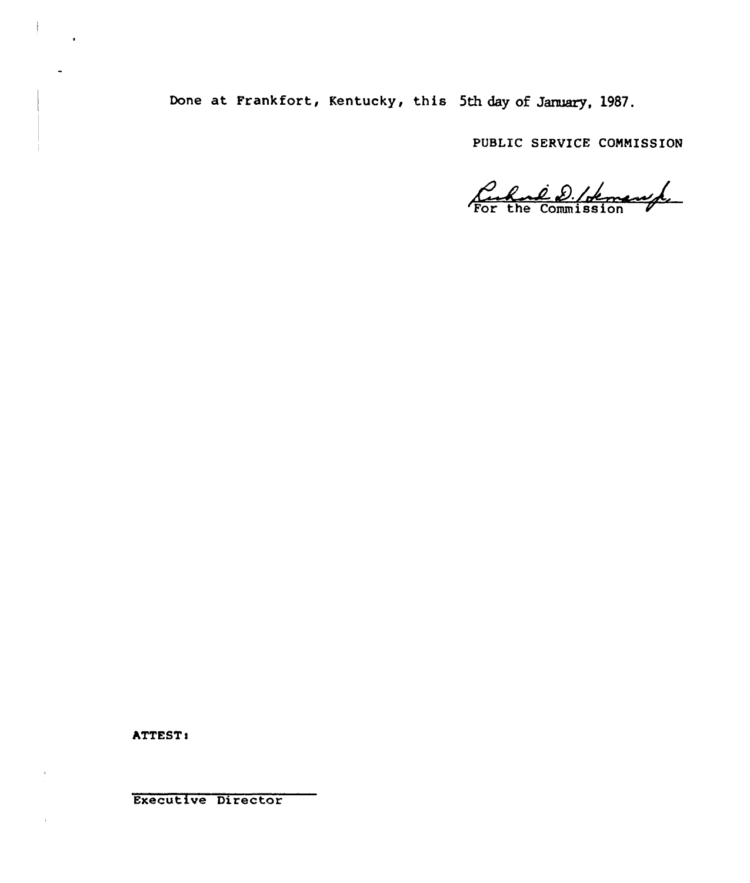Done at Frankfort, Kentucky, this 5th day of January, 1987.

PUBLIC SERVICE COMMISSION

For the Commission

ATTEST:

Executive Director